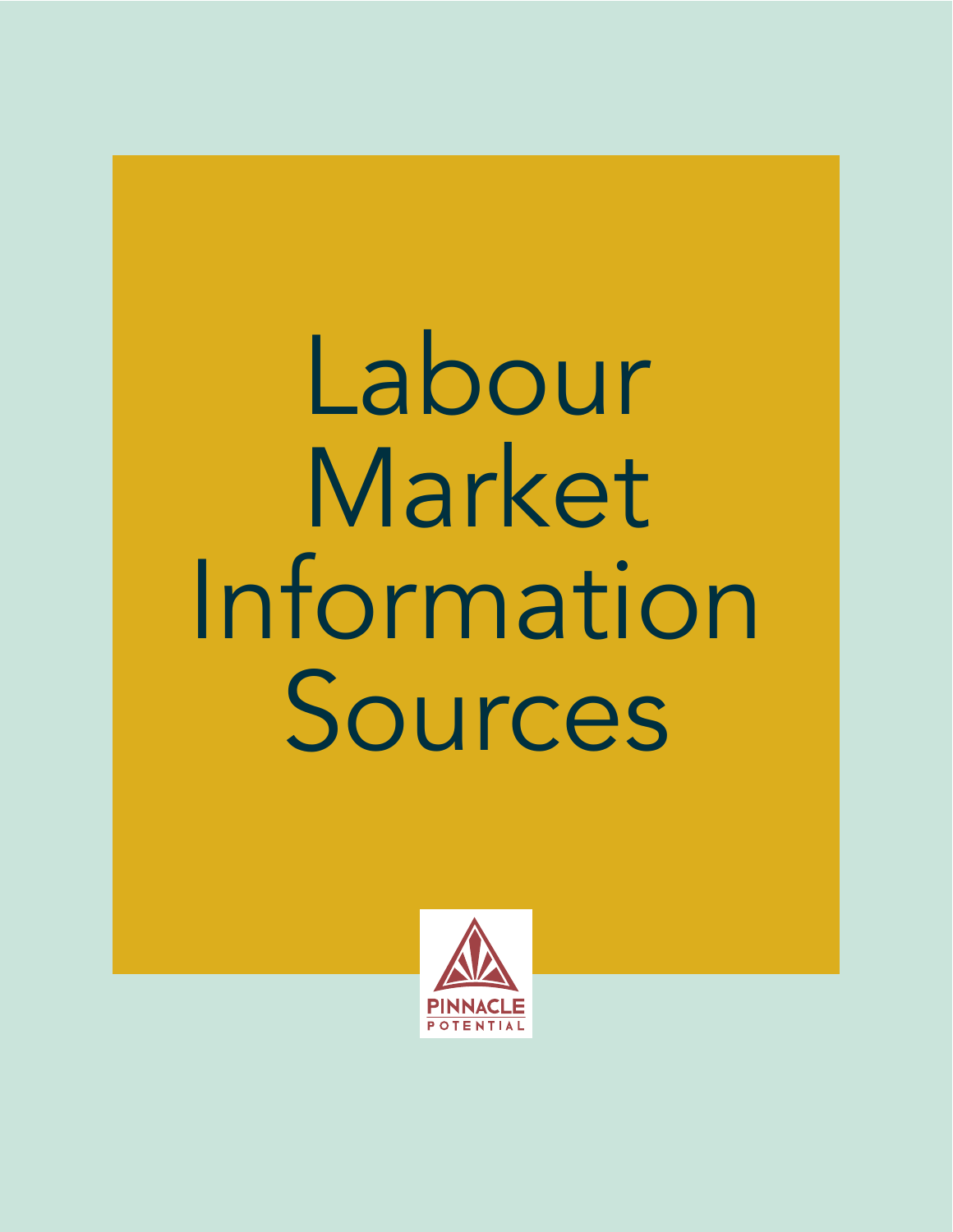# Labour Market Information Sources

PINNACLE POTENTIAL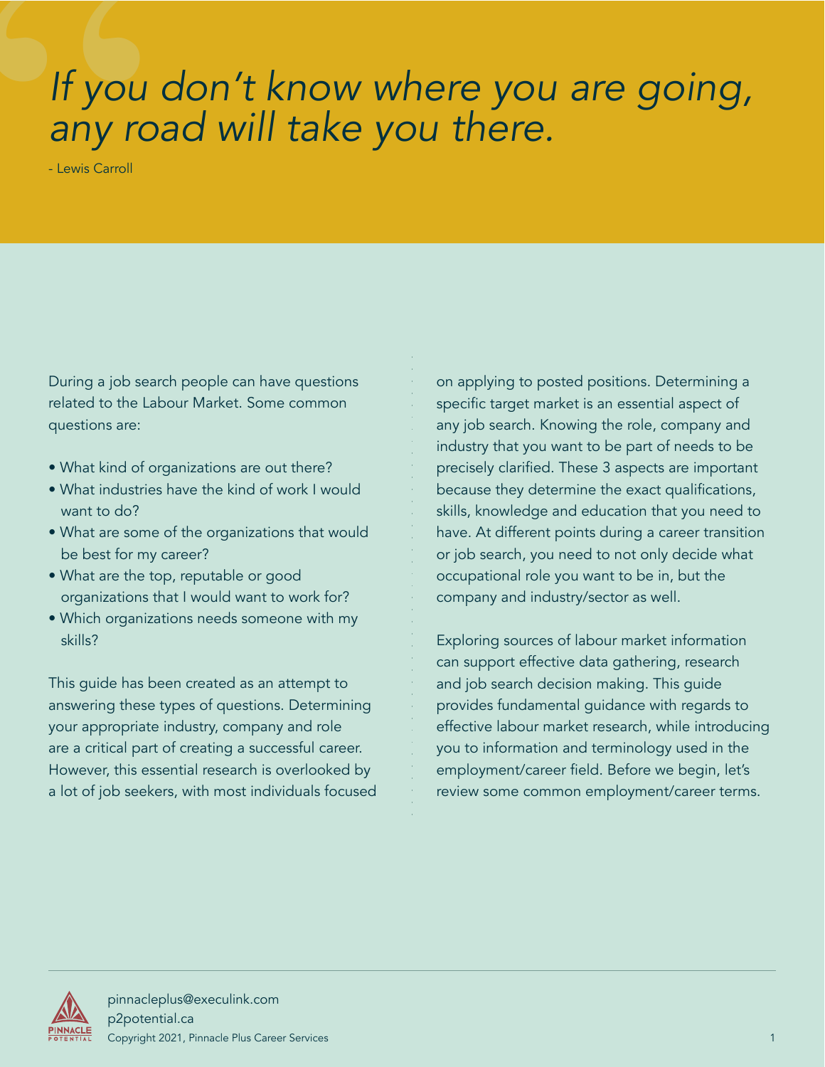*If you don't know where you are going, any road will take you there.*

- Lewis Carroll

During a job search people can have questions related to the Labour Market. Some common questions are:

- What kind of organizations are out there?
- What industries have the kind of work I would want to do?
- What are some of the organizations that would be best for my career?
- What are the top, reputable or good organizations that I would want to work for?
- Which organizations needs someone with my skills?

This guide has been created as an attempt to answering these types of questions. Determining your appropriate industry, company and role are a critical part of creating a successful career. However, this essential research is overlooked by a lot of job seekers, with most individuals focused on applying to posted positions. Determining a specific target market is an essential aspect of any job search. Knowing the role, company and industry that you want to be part of needs to be precisely clarified. These 3 aspects are important because they determine the exact qualifications, skills, knowledge and education that you need to have. At different points during a career transition or job search, you need to not only decide what occupational role you want to be in, but the company and industry/sector as well.

Exploring sources of labour market information can support effective data gathering, research and job search decision making. This guide provides fundamental guidance with regards to effective labour market research, while introducing you to information and terminology used in the employment/career field. Before we begin, let's review some common employment/career terms.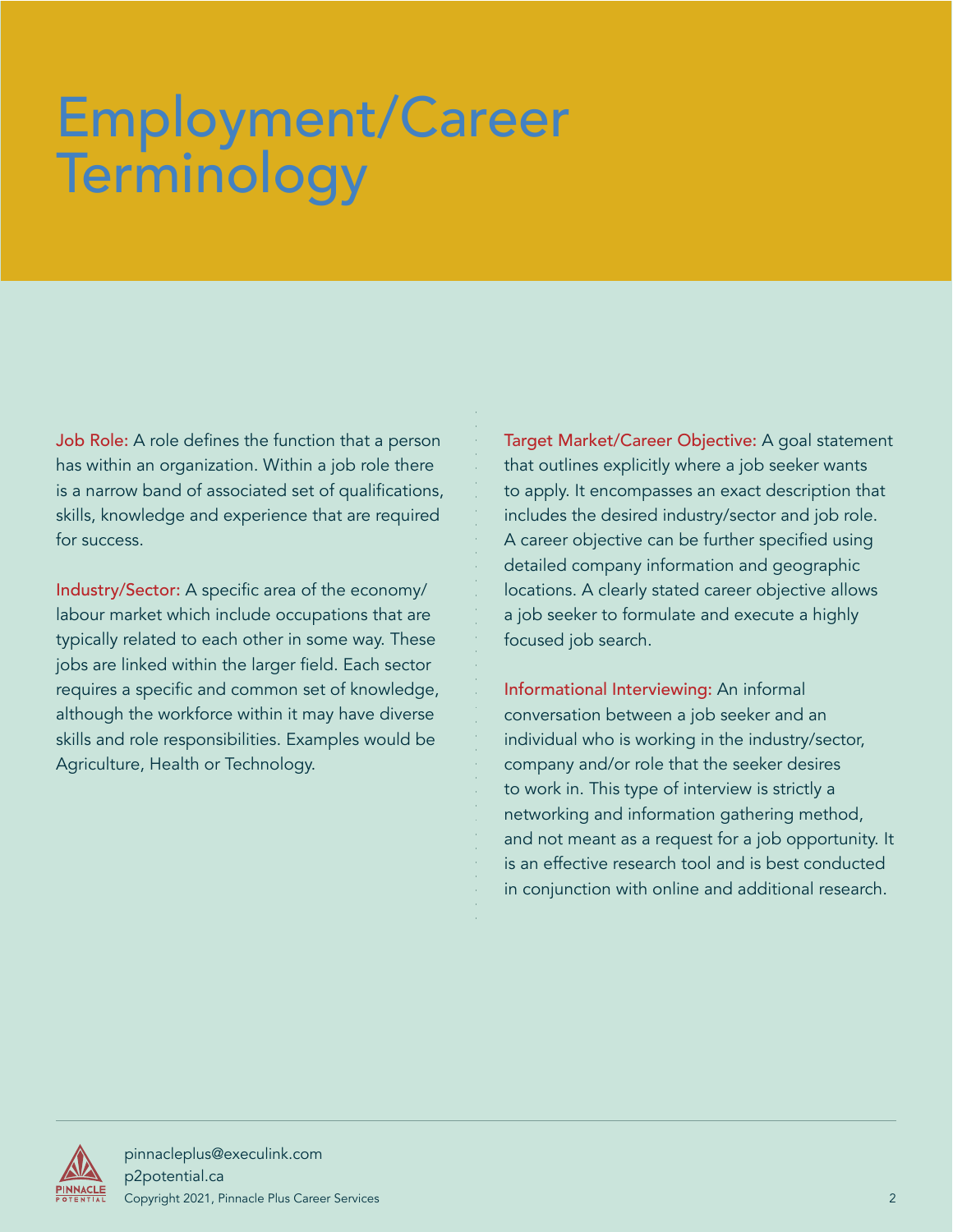# Employment/Career Terminology

**Job Role:** A role defines the function that a person has within an organization. Within a job role there is a narrow band of associated set of qualifications, skills, knowledge and experience that are required for success.

**Industry/Sector:** A specific area of the economy/labour market which include occupations that are typically related to each other in some way. These jobs are linked within the larger field. Each sector requires a specific and common set of knowledge, although the workforce within it may have diverse skills and role responsibilities. Examples would be Agriculture, Health or Technology.

**Target Market/Career Objective:** A goal statement that outlines explicitly where a job seeker wants to apply. It encompasses an exact description that includes the desired industry/sector and job role. A career objective can be further specified using detailed company information and geographic locations. A clearly stated career objective allows a job seeker to formulate and execute a highly focused job search.

**Informational Interviewing:** An informal conversation between a job seeker and an individual who is working in the industry/sector, company and/or role that the seeker desires to work in. This type of interview is strictly a networking and information gathering method, and not meant as a request for a job opportunity. It is an effective research tool and is best conducted in conjunction with online and additional research.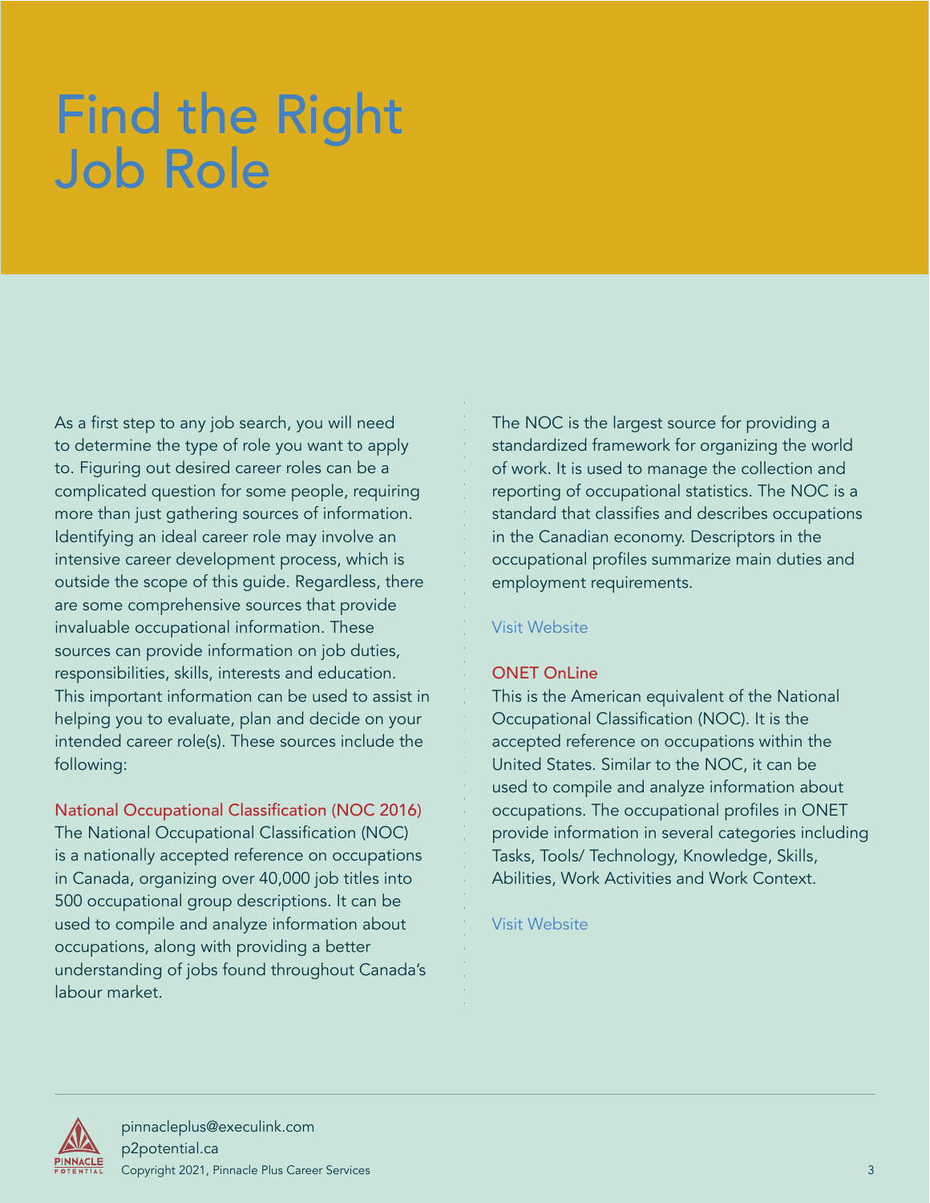# Find the Right Job Role

As a first step to any job search, you will need to determine the type of role you want to apply to. Figuring out desired career roles can be a complicated question for some people, requiring more than just gathering sources of information. Identifying an ideal career role may involve an intensive career development process, which is outside the scope of this guide. Regardless, there are some comprehensive sources that provide invaluable occupational information. These sources can provide information on job duties, responsibilities, skills, interests and education. This important information can be used to assist in helping you to evaluate, plan and decide on your intended career role(s). These sources include the following:

### National Occupational Classification (NOC 2016)

The National Occupational Classification (NOC) is a nationally accepted reference on occupations in Canada, organizing over 40,000 job titles into 500 occupational group descriptions. It can be used to compile and analyze information about occupations, along with providing a better understanding of jobs found throughout Canada's labour market.

The NOC is the largest source for providing a standardized framework for organizing the world of work. It is used to manage the collection and reporting of occupational statistics. The NOC is a standard that classifies and describes occupations in the Canadian economy. Descriptors in the occupational profiles summarize main duties and employment requirements.

Visit Website

### ONET OnLine

This is the American equivalent of the National Occupational Classification (NOC). It is the accepted reference on occupations within the United States. Similar to the NOC, it can be used to compile and analyze information about occupations. The occupational profiles in ONET provide information in several categories including Tasks, Tools/ Technology, Knowledge, Skills, Abilities, Work Activities and Work Context.

Visit Website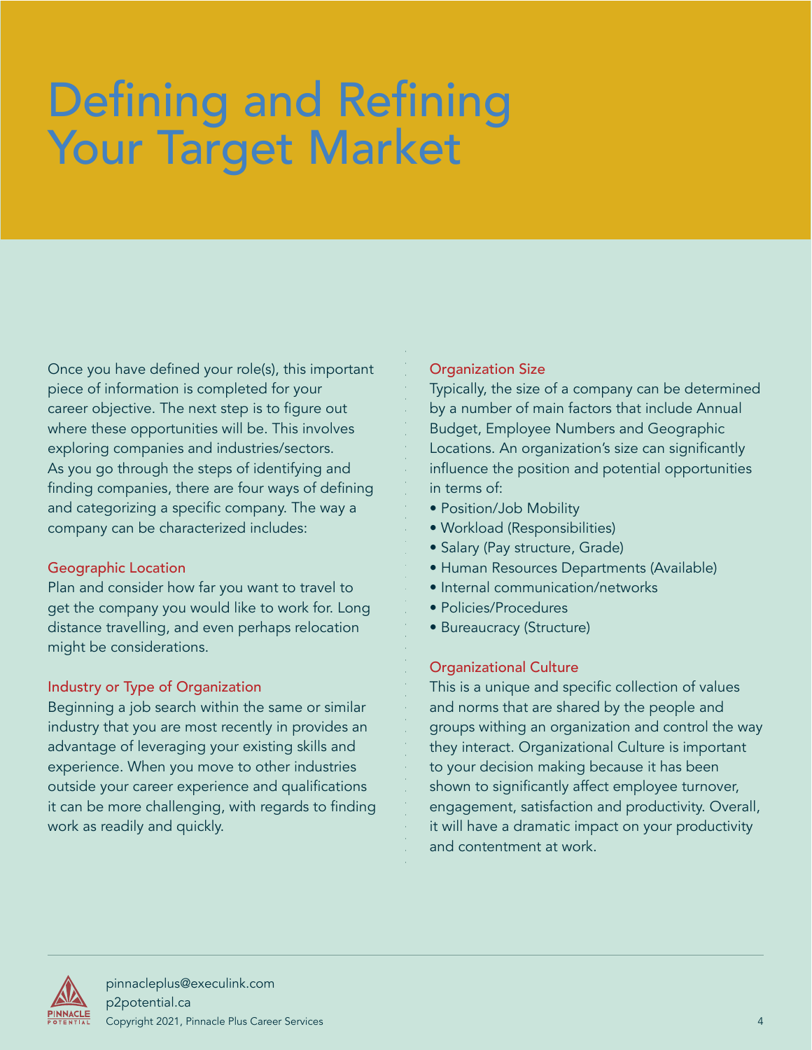# Defining and Refining Your Target Market

Once you have defined your role(s), this important piece of information is completed for your career objective. The next step is to figure out where these opportunities will be. This involves exploring companies and industries/sectors. As you go through the steps of identifying and finding companies, there are four ways of defining and categorizing a specific company. The way a company can be characterized includes:

### Geographic Location

Plan and consider how far you want to travel to get the company you would like to work for. Long distance travelling, and even perhaps relocation might be considerations.

### Industry or Type of Organization

Beginning a job search within the same or similar industry that you are most recently in provides an advantage of leveraging your existing skills and experience. When you move to other industries outside your career experience and qualifications it can be more challenging, with regards to finding work as readily and quickly.

### Organization Size

Typically, the size of a company can be determined by a number of main factors that include Annual Budget, Employee Numbers and Geographic Locations. An organization's size can significantly influence the position and potential opportunities in terms of:

- Position/Job Mobility
- Workload (Responsibilities)
- Salary (Pay structure, Grade)
- Human Resources Departments (Available)
- Internal communication/networks
- Policies/Procedures
- Bureaucracy (Structure)

### Organizational Culture

This is a unique and specific collection of values and norms that are shared by the people and groups withing an organization and control the way they interact. Organizational Culture is important to your decision making because it has been shown to significantly affect employee turnover, engagement, satisfaction and productivity. Overall, it will have a dramatic impact on your productivity and contentment at work.

pinnacleplus@execulink.com
p2potential.ca
Copyright 2021, Pinnacle Plus Career Services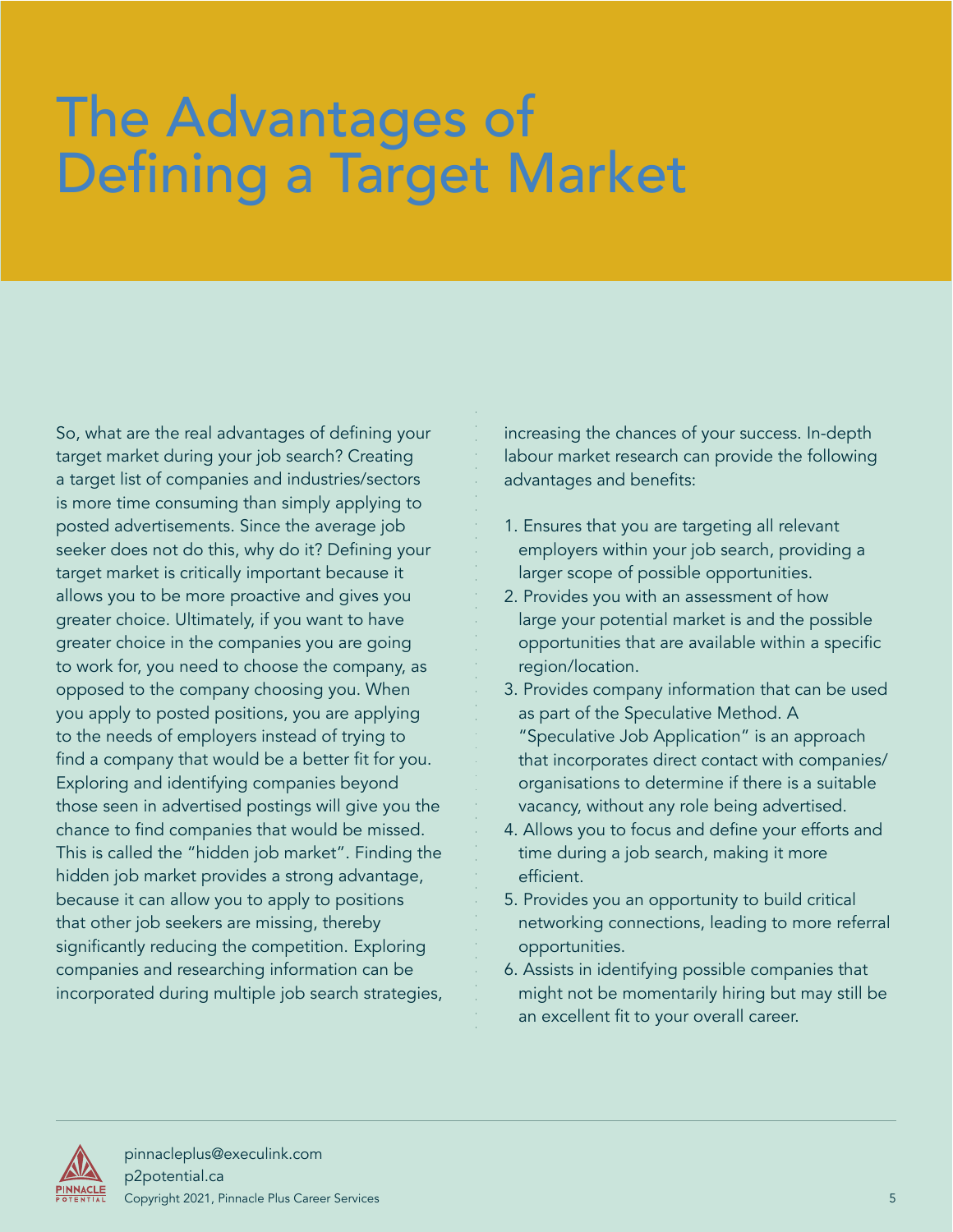# The Advantages of Defining a Target Market

So, what are the real advantages of defining your target market during your job search? Creating a target list of companies and industries/sectors is more time consuming than simply applying to posted advertisements. Since the average job seeker does not do this, why do it? Defining your target market is critically important because it allows you to be more proactive and gives you greater choice. Ultimately, if you want to have greater choice in the companies you are going to work for, you need to choose the company, as opposed to the company choosing you. When you apply to posted positions, you are applying to the needs of employers instead of trying to find a company that would be a better fit for you. Exploring and identifying companies beyond those seen in advertised postings will give you the chance to find companies that would be missed. This is called the "hidden job market". Finding the hidden job market provides a strong advantage, because it can allow you to apply to positions that other job seekers are missing, thereby significantly reducing the competition. Exploring companies and researching information can be incorporated during multiple job search strategies, increasing the chances of your success. In-depth labour market research can provide the following advantages and benefits:

1. Ensures that you are targeting all relevant employers within your job search, providing a larger scope of possible opportunities.
2. Provides you with an assessment of how large your potential market is and the possible opportunities that are available within a specific region/location.
3. Provides company information that can be used as part of the Speculative Method. A "Speculative Job Application" is an approach that incorporates direct contact with companies/organisations to determine if there is a suitable vacancy, without any role being advertised.
4. Allows you to focus and define your efforts and time during a job search, making it more efficient.
5. Provides you an opportunity to build critical networking connections, leading to more referral opportunities.
6. Assists in identifying possible companies that might not be momentarily hiring but may still be an excellent fit to your overall career.

pinnacleplus@execulink.com
p2potential.ca
Copyright 2021, Pinnacle Plus Career Services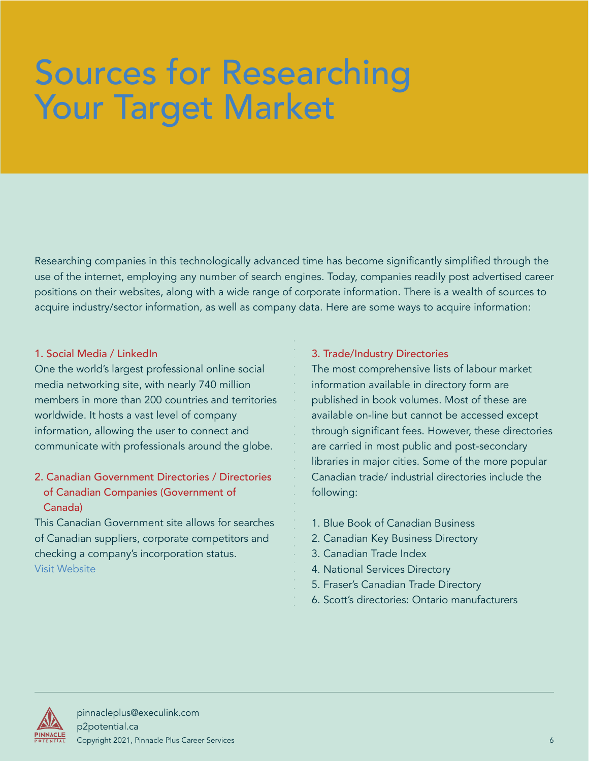# Sources for Researching Your Target Market

Researching companies in this technologically advanced time has become significantly simplified through the use of the internet, employing any number of search engines. Today, companies readily post advertised career positions on their websites, along with a wide range of corporate information. There is a wealth of sources to acquire industry/sector information, as well as company data. Here are some ways to acquire information:

### 1. Social Media / LinkedIn

One the world's largest professional online social media networking site, with nearly 740 million members in more than 200 countries and territories worldwide. It hosts a vast level of company information, allowing the user to connect and communicate with professionals around the globe.

### 2. Canadian Government Directories / Directories of Canadian Companies (Government of Canada)

This Canadian Government site allows for searches of Canadian suppliers, corporate competitors and checking a company's incorporation status.
Visit Website

### 3. Trade/Industry Directories

The most comprehensive lists of labour market information available in directory form are published in book volumes. Most of these are available on-line but cannot be accessed except through significant fees. However, these directories are carried in most public and post-secondary libraries in major cities. Some of the more popular Canadian trade/ industrial directories include the following:

1. Blue Book of Canadian Business
2. Canadian Key Business Directory
3. Canadian Trade Index
4. National Services Directory
5. Fraser's Canadian Trade Directory
6. Scott's directories: Ontario manufacturers

pinnacleplus@execulink.com
p2potential.ca
Copyright 2021, Pinnacle Plus Career Services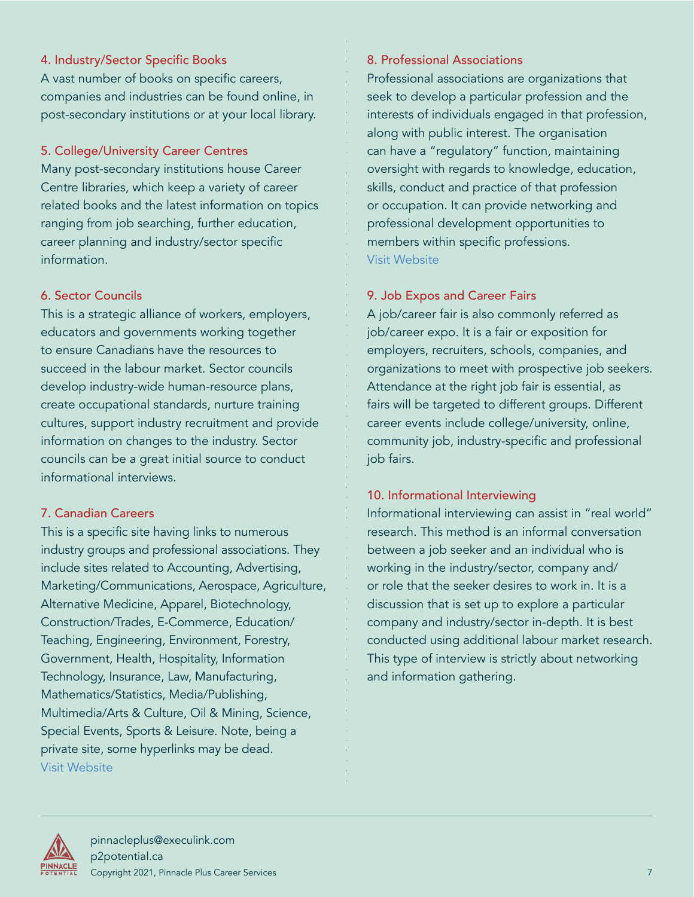### 4. Industry/Sector Specific Books

A vast number of books on specific careers, companies and industries can be found online, in post-secondary institutions or at your local library.

### 5. College/University Career Centres

Many post-secondary institutions house Career Centre libraries, which keep a variety of career related books and the latest information on topics ranging from job searching, further education, career planning and industry/sector specific information.

### 6. Sector Councils

This is a strategic alliance of workers, employers, educators and governments working together to ensure Canadians have the resources to succeed in the labour market. Sector councils develop industry-wide human-resource plans, create occupational standards, nurture training cultures, support industry recruitment and provide information on changes to the industry. Sector councils can be a great initial source to conduct informational interviews.

### 7. Canadian Careers

This is a specific site having links to numerous industry groups and professional associations. They include sites related to Accounting, Advertising, Marketing/Communications, Aerospace, Agriculture, Alternative Medicine, Apparel, Biotechnology, Construction/Trades, E-Commerce, Education/Teaching, Engineering, Environment, Forestry, Government, Health, Hospitality, Information Technology, Insurance, Law, Manufacturing, Mathematics/Statistics, Media/Publishing, Multimedia/Arts & Culture, Oil & Mining, Science, Special Events, Sports & Leisure. Note, being a private site, some hyperlinks may be dead.

Visit Website

### 8. Professional Associations

Professional associations are organizations that seek to develop a particular profession and the interests of individuals engaged in that profession, along with public interest. The organisation can have a "regulatory" function, maintaining oversight with regards to knowledge, education, skills, conduct and practice of that profession or occupation. It can provide networking and professional development opportunities to members within specific professions.

Visit Website

### 9. Job Expos and Career Fairs

A job/career fair is also commonly referred as job/career expo. It is a fair or exposition for employers, recruiters, schools, companies, and organizations to meet with prospective job seekers. Attendance at the right job fair is essential, as fairs will be targeted to different groups. Different career events include college/university, online, community job, industry-specific and professional job fairs.

### 10. Informational Interviewing

Informational interviewing can assist in "real world" research. This method is an informal conversation between a job seeker and an individual who is working in the industry/sector, company and/or role that the seeker desires to work in. It is a discussion that is set up to explore a particular company and industry/sector in-depth. It is best conducted using additional labour market research. This type of interview is strictly about networking and information gathering.

pinnacleplus@execulink.com
p2potential.ca
Copyright 2021, Pinnacle Plus Career Services